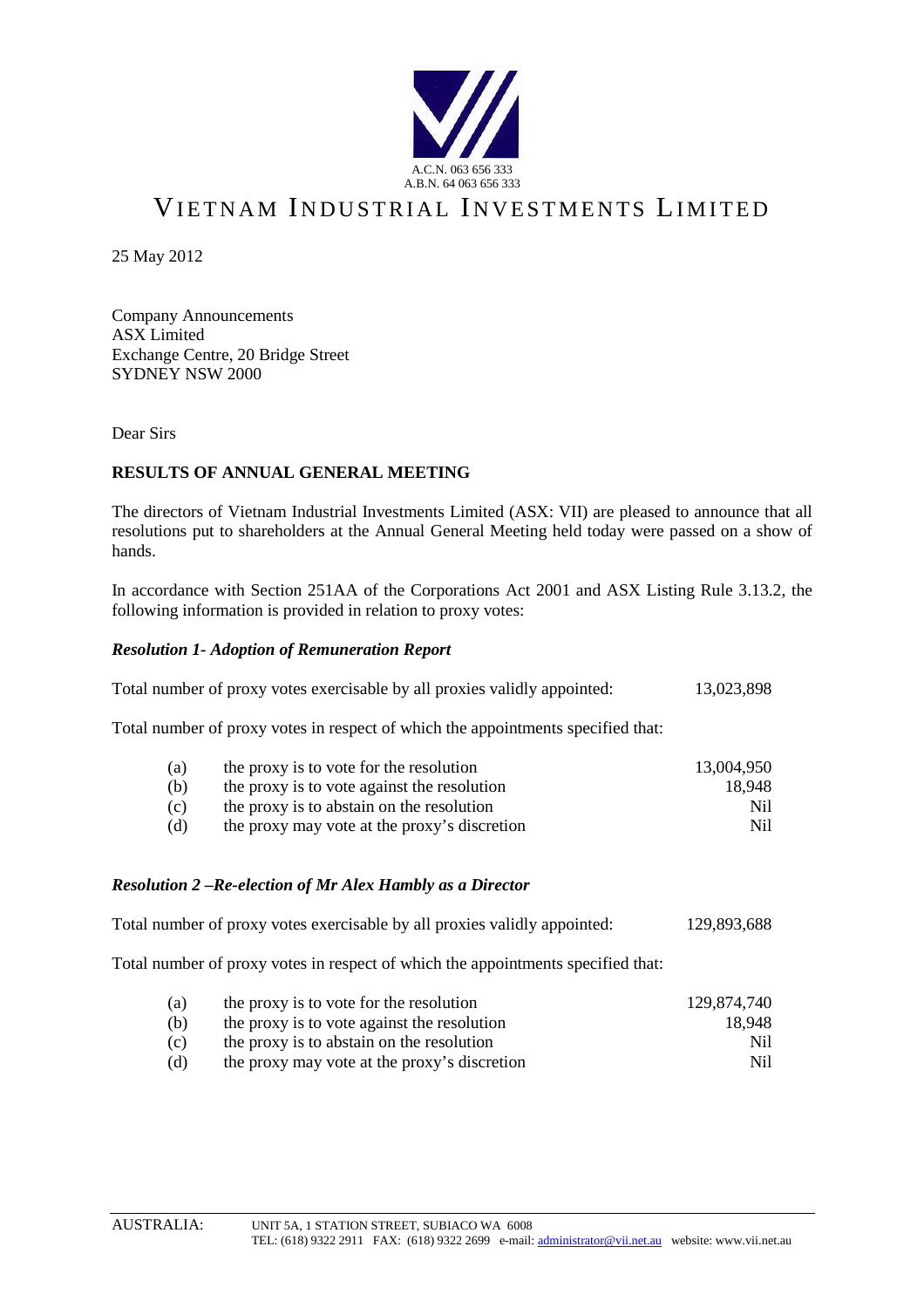A.C.N. 063 656 333
A.B.N. 64 063 656 333

# VIETNAM INDUSTRIAL INVESTMENTS LIMITED

25 May 2012

Company Announcements
ASX Limited
Exchange Centre, 20 Bridge Street
SYDNEY NSW 2000

Dear Sirs

**RESULTS OF ANNUAL GENERAL MEETING**

The directors of Vietnam Industrial Investments Limited (ASX: VII) are pleased to announce that all resolutions put to shareholders at the Annual General Meeting held today were passed on a show of hands.

In accordance with Section 251AA of the Corporations Act 2001 and ASX Listing Rule 3.13.2, the following information is provided in relation to proxy votes:

***Resolution 1- Adoption of Remuneration Report***

Total number of proxy votes exercisable by all proxies validly appointed: 13,023,898

Total number of proxy votes in respect of which the appointments specified that:

| | | |
|---|---|---|
| (a) | the proxy is to vote for the resolution | 13,004,950 |
| (b) | the proxy is to vote against the resolution | 18,948 |
| (c) | the proxy is to abstain on the resolution | Nil |
| (d) | the proxy may vote at the proxy's discretion | Nil |

***Resolution 2 –Re-election of Mr Alex Hambly as a Director***

Total number of proxy votes exercisable by all proxies validly appointed: 129,893,688

Total number of proxy votes in respect of which the appointments specified that:

| | | |
|---|---|---|
| (a) | the proxy is to vote for the resolution | 129,874,740 |
| (b) | the proxy is to vote against the resolution | 18,948 |
| (c) | the proxy is to abstain on the resolution | Nil |
| (d) | the proxy may vote at the proxy's discretion | Nil |

AUSTRALIA: UNIT 5A, 1 STATION STREET, SUBIACO WA 6008
TEL: (618) 9322 2911 FAX: (618) 9322 2699 e-mail: administrator@vii.net.au website: www.vii.net.au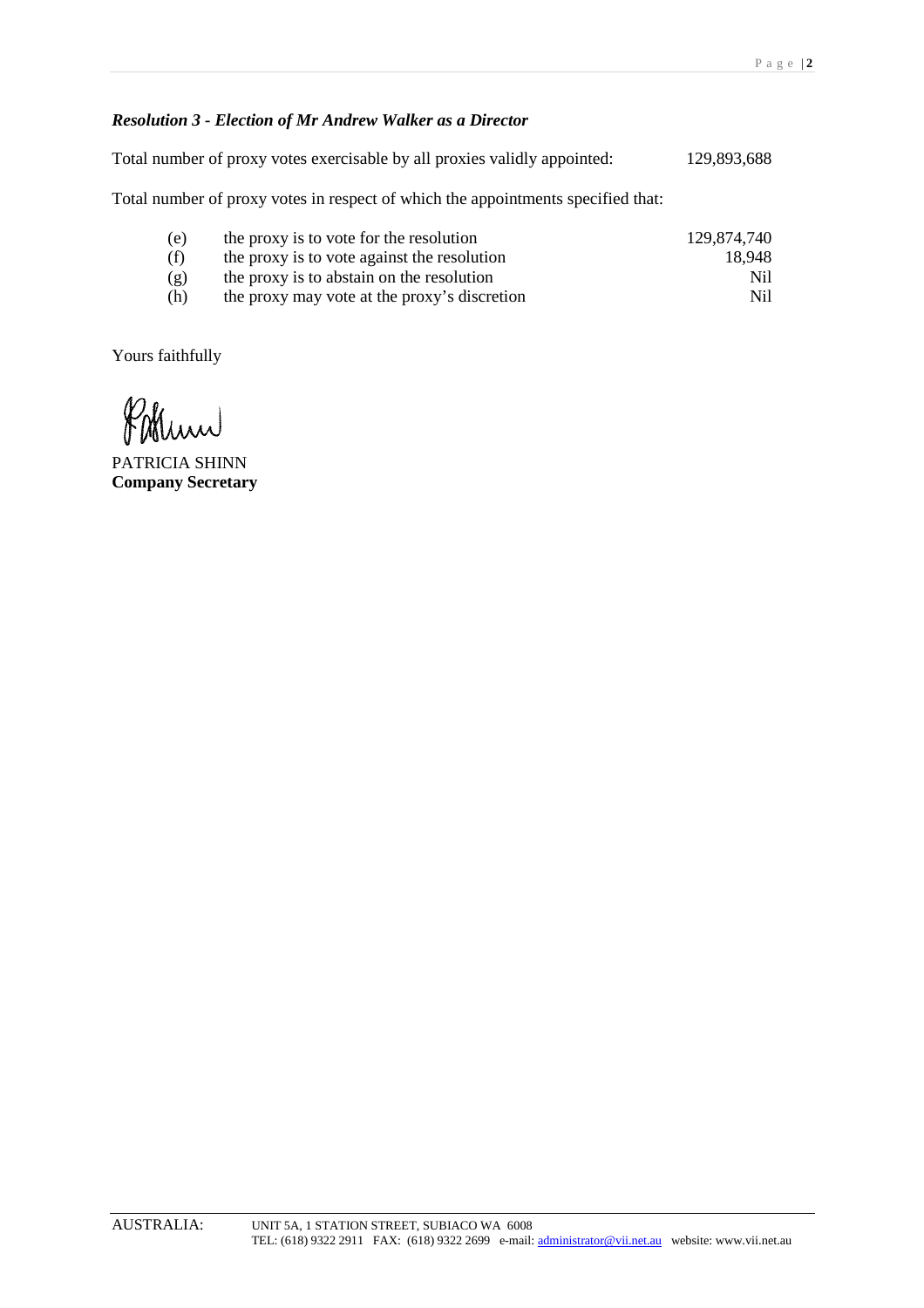***Resolution 3 - Election of Mr Andrew Walker as a Director***

Total number of proxy votes exercisable by all proxies validly appointed: 129,893,688

Total number of proxy votes in respect of which the appointments specified that:

| | | |
|---|---|---|
| (e) | the proxy is to vote for the resolution | 129,874,740 |
| (f) | the proxy is to vote against the resolution | 18,948 |
| (g) | the proxy is to abstain on the resolution | Nil |
| (h) | the proxy may vote at the proxy's discretion | Nil |

Yours faithfully

PATRICIA SHINN
**Company Secretary**

AUSTRALIA: UNIT 5A, 1 STATION STREET, SUBIACO WA 6008
TEL: (618) 9322 2911 FAX: (618) 9322 2699 e-mail: administrator@vii.net.au website: www.vii.net.au